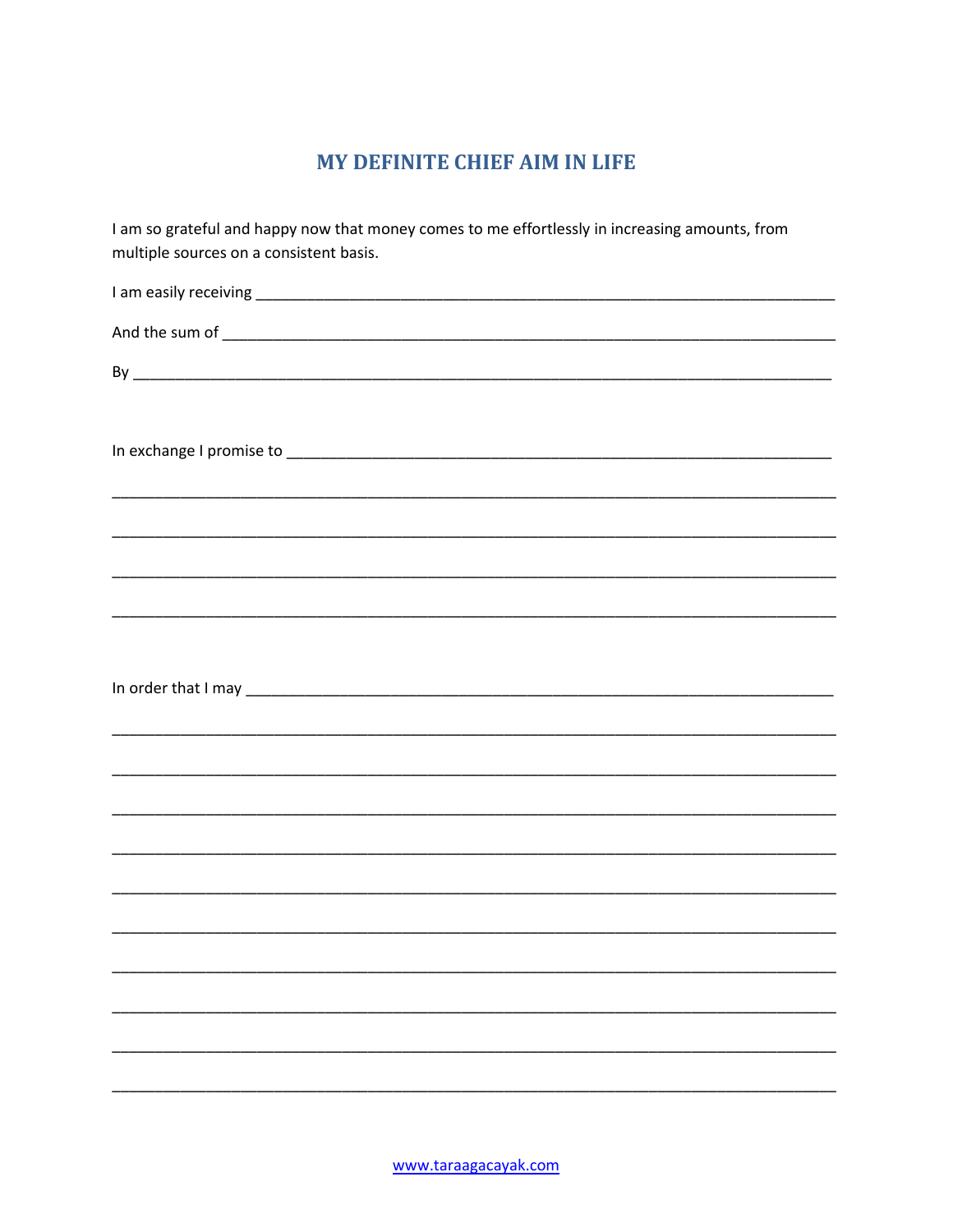# MY DEFINITE CHIEF AIM IN LIFE

I am so grateful and happy now that money comes to me effortlessly in increasing amounts, from multiple sources on a consistent basis.

I am easily receiving ______________________________________________________________________

And the sum of ________________________________________________________________________

By _______________________________________________________________________________

In exchange I promise to ___________________________________________________________________

___________________________________________________________________________________

___________________________________________________________________________________

___________________________________________________________________________________

___________________________________________________________________________________

In order that I may ________________________________________________________________________

___________________________________________________________________________________

___________________________________________________________________________________

___________________________________________________________________________________

___________________________________________________________________________________

___________________________________________________________________________________

___________________________________________________________________________________

___________________________________________________________________________________

___________________________________________________________________________________

___________________________________________________________________________________

___________________________________________________________________________________

www.taraagacayak.com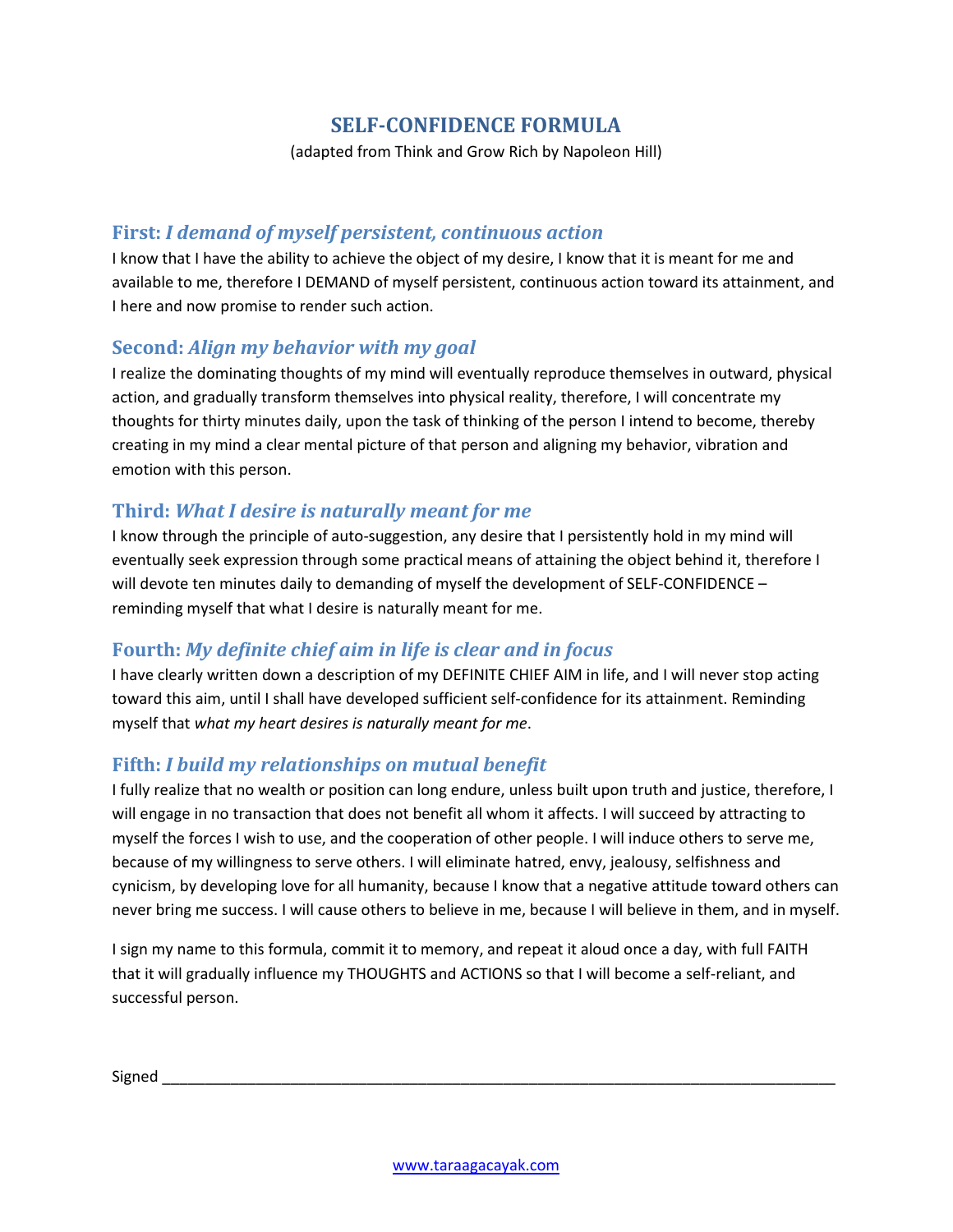# SELF-CONFIDENCE FORMULA

(adapted from Think and Grow Rich by Napoleon Hill)

## First: *I demand of myself persistent, continuous action*

I know that I have the ability to achieve the object of my desire, I know that it is meant for me and available to me, therefore I DEMAND of myself persistent, continuous action toward its attainment, and I here and now promise to render such action.

## Second: *Align my behavior with my goal*

I realize the dominating thoughts of my mind will eventually reproduce themselves in outward, physical action, and gradually transform themselves into physical reality, therefore, I will concentrate my thoughts for thirty minutes daily, upon the task of thinking of the person I intend to become, thereby creating in my mind a clear mental picture of that person and aligning my behavior, vibration and emotion with this person.

## Third: *What I desire is naturally meant for me*

I know through the principle of auto-suggestion, any desire that I persistently hold in my mind will eventually seek expression through some practical means of attaining the object behind it, therefore I will devote ten minutes daily to demanding of myself the development of SELF-CONFIDENCE – reminding myself that what I desire is naturally meant for me.

## Fourth: *My definite chief aim in life is clear and in focus*

I have clearly written down a description of my DEFINITE CHIEF AIM in life, and I will never stop acting toward this aim, until I shall have developed sufficient self-confidence for its attainment. Reminding myself that *what my heart desires is naturally meant for me*.

## Fifth: *I build my relationships on mutual benefit*

I fully realize that no wealth or position can long endure, unless built upon truth and justice, therefore, I will engage in no transaction that does not benefit all whom it affects. I will succeed by attracting to myself the forces I wish to use, and the cooperation of other people. I will induce others to serve me, because of my willingness to serve others. I will eliminate hatred, envy, jealousy, selfishness and cynicism, by developing love for all humanity, because I know that a negative attitude toward others can never bring me success. I will cause others to believe in me, because I will believe in them, and in myself.

I sign my name to this formula, commit it to memory, and repeat it aloud once a day, with full FAITH that it will gradually influence my THOUGHTS and ACTIONS so that I will become a self-reliant, and successful person.

Signed ________________________________________________________________________________

www.taraagacayak.com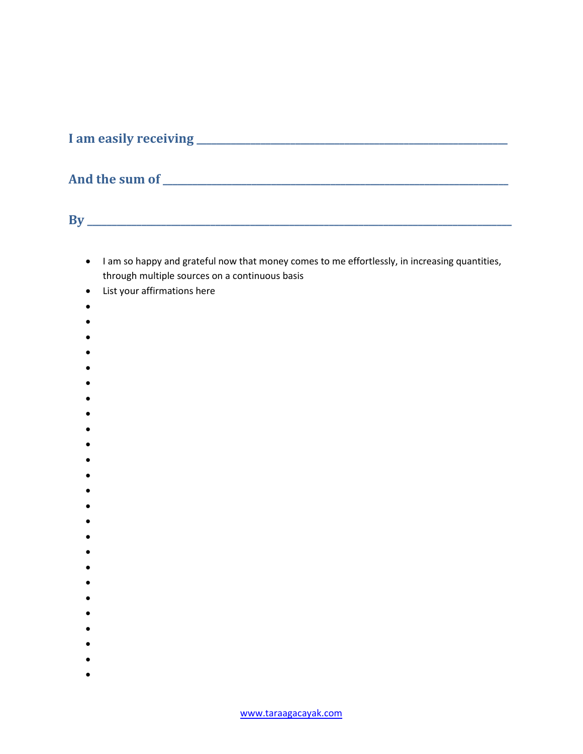**I am easily receiving ______________________________________________________**

**And the sum of ___________________________________________________________**

**By _____________________________________________________________________**

- I am so happy and grateful now that money comes to me effortlessly, in increasing quantities, through multiple sources on a continuous basis
- List your affirmations here
- 
- 
- 
- 
- 
- 
- 
- 
- 
- 
- 
- 
- 
- 
- 
- 
- 
- 
- 
- 
- 
- 
- 
- 
- 

www.taraagacayak.com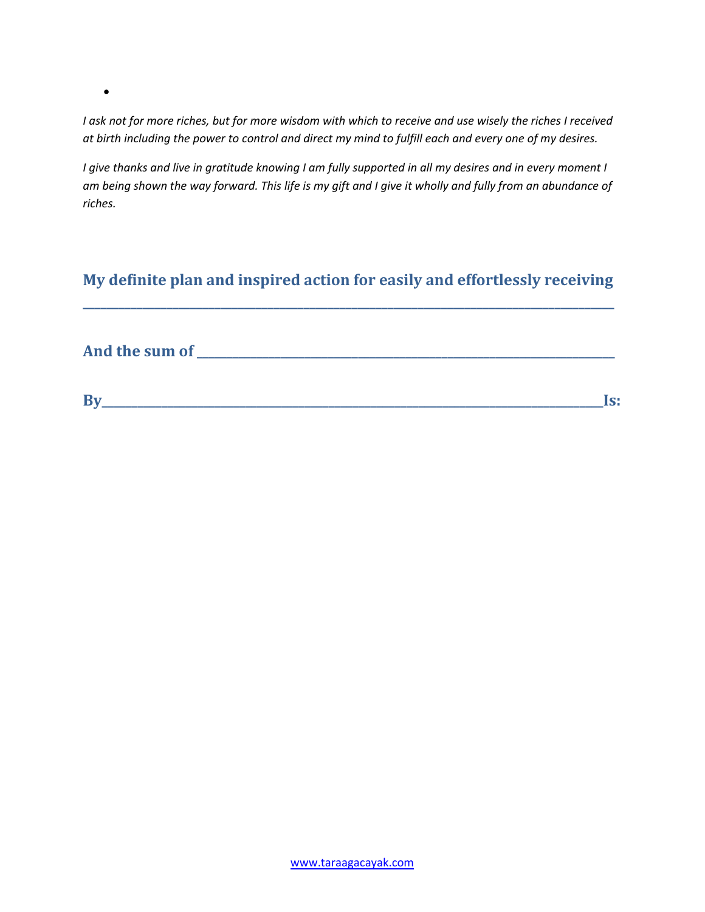- 

*I ask not for more riches, but for more wisdom with which to receive and use wisely the riches I received at birth including the power to control and direct my mind to fulfill each and every one of my desires.*

*I give thanks and live in gratitude knowing I am fully supported in all my desires and in every moment I am being shown the way forward. This life is my gift and I give it wholly and fully from an abundance of riches.*

## My definite plan and inspired action for easily and effortlessly receiving ________________________________________________________________________________

## And the sum of ______________________________________________________________

## By___________________________________________________________________________Is:

[www.taraagacayak.com](http://www.taraagacayak.com)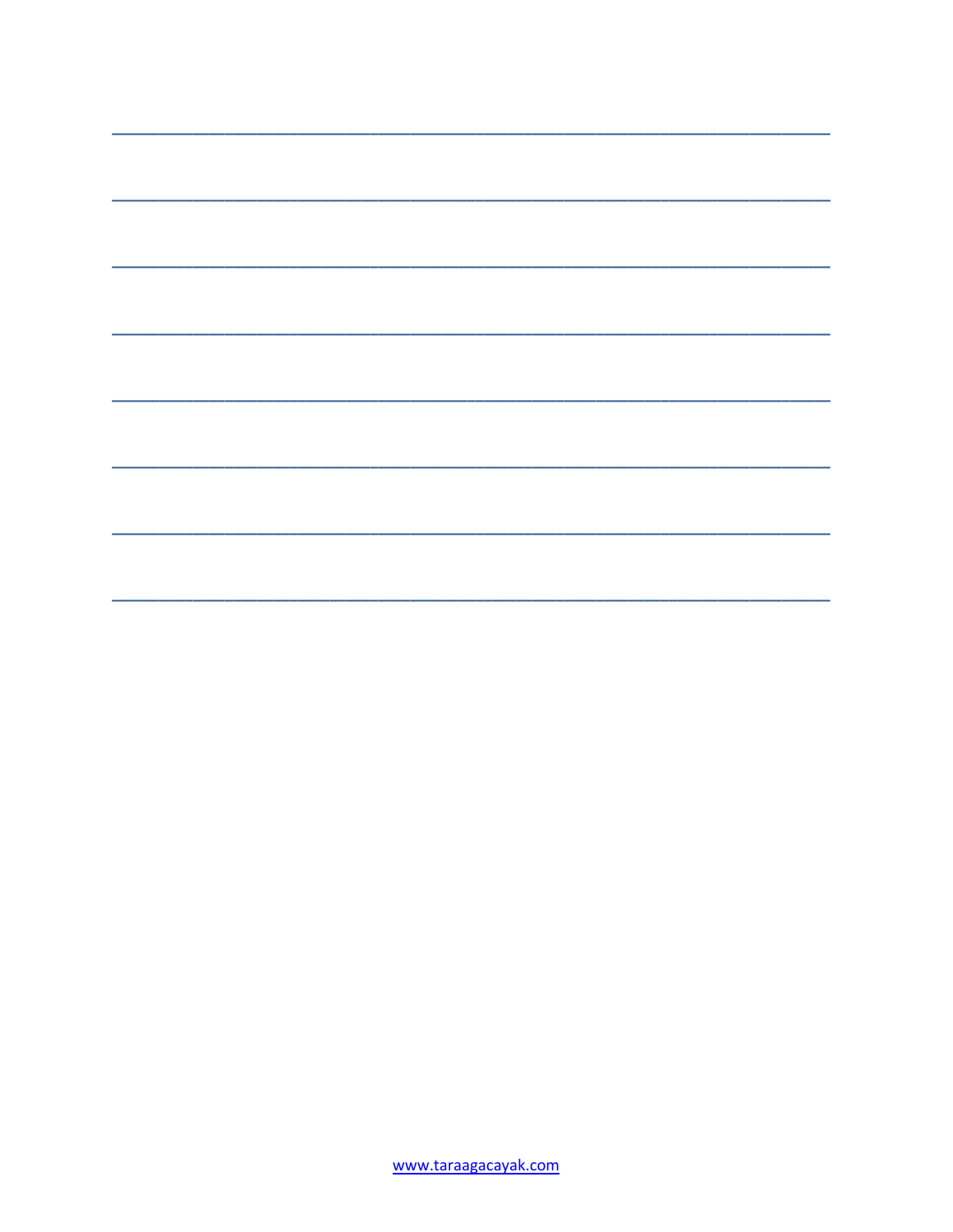______________________________________________________________________

______________________________________________________________________

______________________________________________________________________

______________________________________________________________________

______________________________________________________________________

______________________________________________________________________

______________________________________________________________________

______________________________________________________________________

www.taraagacayak.com